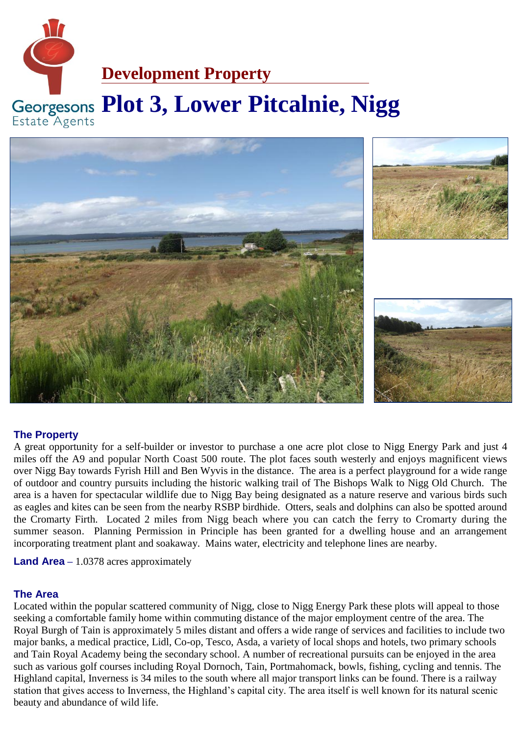Georgesons Estate Agents

## Development Property

# Plot 3, Lower Pitcalnie, Nigg

### The Property

A great opportunity for a self-builder or investor to purchase a one acre plot close to Nigg Energy Park and just 4 miles off the A9 and popular North Coast 500 route. The plot faces south westerly and enjoys magnificent views over Nigg Bay towards Fyrish Hill and Ben Wyvis in the distance. The area is a perfect playground for a wide range of outdoor and country pursuits including the historic walking trail of The Bishops Walk to Nigg Old Church. The area is a haven for spectacular wildlife due to Nigg Bay being designated as a nature reserve and various birds such as eagles and kites can be seen from the nearby RSBP birdhide. Otters, seals and dolphins can also be spotted around the Cromarty Firth. Located 2 miles from Nigg beach where you can catch the ferry to Cromarty during the summer season. Planning Permission in Principle has been granted for a dwelling house and an arrangement incorporating treatment plant and soakaway. Mains water, electricity and telephone lines are nearby.

**Land Area** – 1.0378 acres approximately

### The Area

Located within the popular scattered community of Nigg, close to Nigg Energy Park these plots will appeal to those seeking a comfortable family home within commuting distance of the major employment centre of the area. The Royal Burgh of Tain is approximately 5 miles distant and offers a wide range of services and facilities to include two major banks, a medical practice, Lidl, Co-op, Tesco, Asda, a variety of local shops and hotels, two primary schools and Tain Royal Academy being the secondary school. A number of recreational pursuits can be enjoyed in the area such as various golf courses including Royal Dornoch, Tain, Portmahomack, bowls, fishing, cycling and tennis. The Highland capital, Inverness is 34 miles to the south where all major transport links can be found. There is a railway station that gives access to Inverness, the Highland's capital city. The area itself is well known for its natural scenic beauty and abundance of wild life.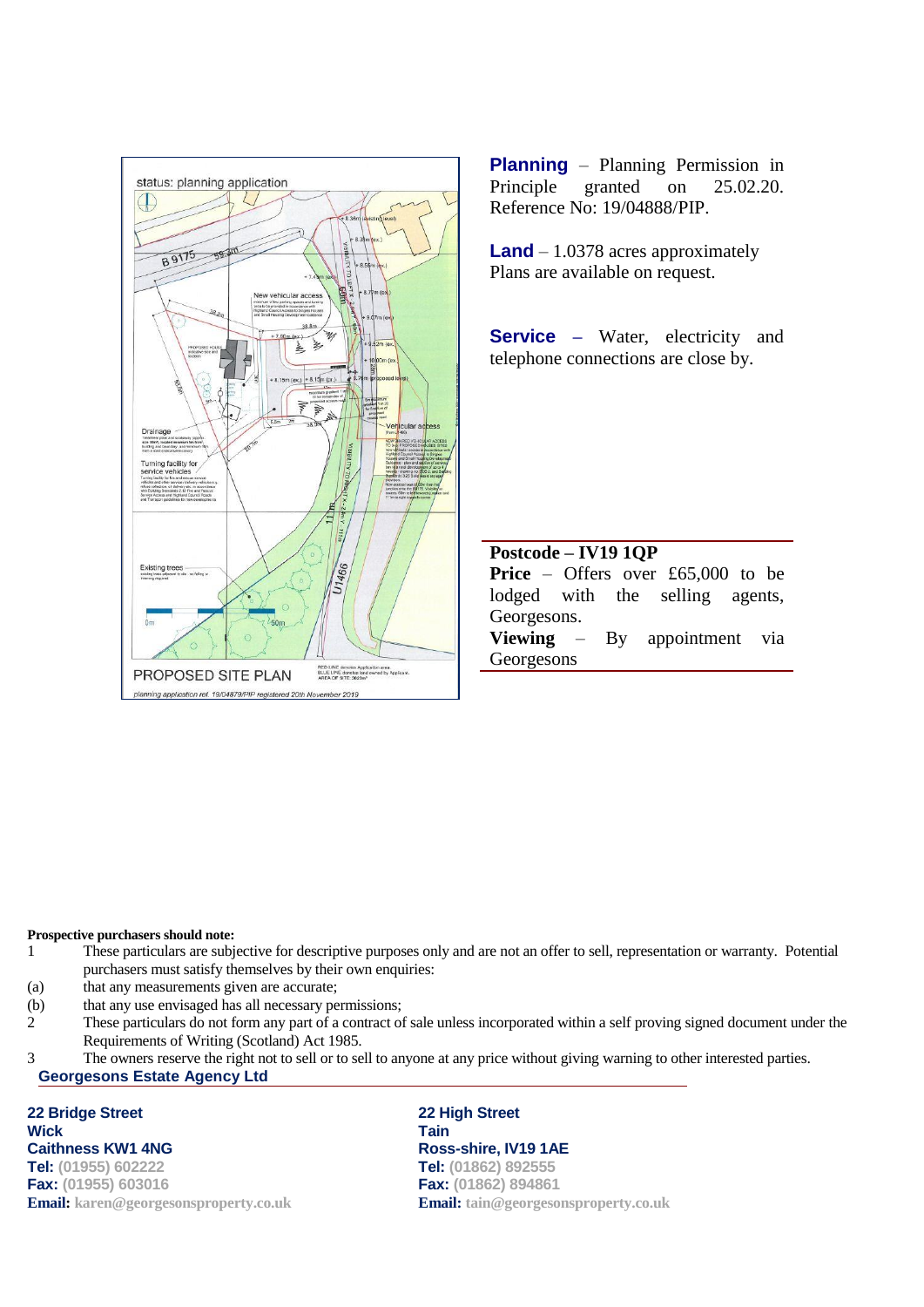status: planning application

PROPOSED SITE PLAN

planning application ref. 19/04879/PIP registered 20th November 2019

**Planning** – Planning Permission in Principle granted on 25.02.20. Reference No: 19/04888/PIP.

**Land** – 1.0378 acres approximately
Plans are available on request.

**Service** – Water, electricity and telephone connections are close by.

**Postcode – IV19 1QP**
**Price** – Offers over £65,000 to be lodged with the selling agents, Georgesons.
**Viewing** – By appointment via Georgesons

**Prospective purchasers should note:**

1. These particulars are subjective for descriptive purposes only and are not an offer to sell, representation or warranty. Potential purchasers must satisfy themselves by their own enquiries:
   (a) that any measurements given are accurate;
   (b) that any use envisaged has all necessary permissions;
2. These particulars do not form any part of a contract of sale unless incorporated within a self proving signed document under the Requirements of Writing (Scotland) Act 1985.
3. The owners reserve the right not to sell or to sell to anyone at any price without giving warning to other interested parties.

**Georgesons Estate Agency Ltd**

**22 Bridge Street**
**Wick**
**Caithness KW1 4NG**
**Tel:** (01955) 602222
**Fax:** (01955) 603016
**Email:** karen@georgesonsproperty.co.uk

**22 High Street**
**Tain**
**Ross-shire, IV19 1AE**
**Tel:** (01862) 892555
**Fax:** (01862) 894861
**Email:** tain@georgesonsproperty.co.uk